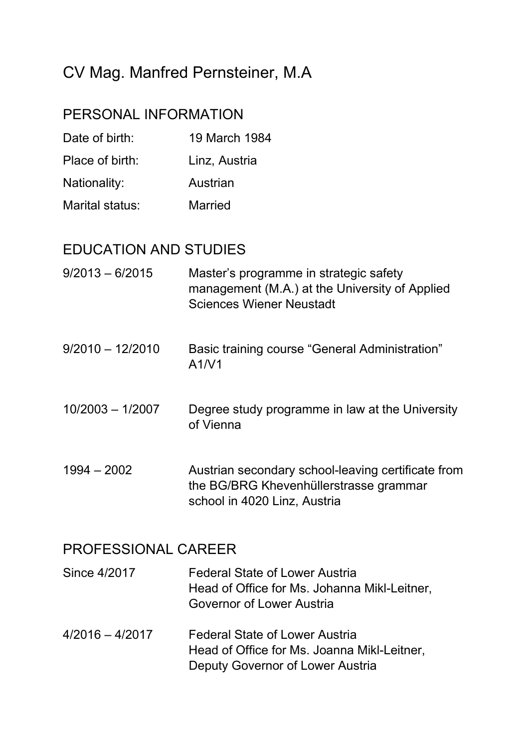# CV Mag. Manfred Pernsteiner, M.A

## PERSONAL INFORMATION

| | |
|---|---|
| Date of birth: | 19 March 1984 |
| Place of birth: | Linz, Austria |
| Nationality: | Austrian |
| Marital status: | Married |

## EDUCATION AND STUDIES

| | |
|---|---|
| 9/2013 – 6/2015 | Master's programme in strategic safety management (M.A.) at the University of Applied Sciences Wiener Neustadt |
| 9/2010 – 12/2010 | Basic training course "General Administration" A1/V1 |
| 10/2003 – 1/2007 | Degree study programme in law at the University of Vienna |
| 1994 – 2002 | Austrian secondary school-leaving certificate from the BG/BRG Khevenhüllerstrasse grammar school in 4020 Linz, Austria |

## PROFESSIONAL CAREER

| | |
|---|---|
| Since 4/2017 | Federal State of Lower Austria<br>Head of Office for Ms. Johanna Mikl-Leitner, Governor of Lower Austria |
| 4/2016 – 4/2017 | Federal State of Lower Austria<br>Head of Office for Ms. Joanna Mikl-Leitner, Deputy Governor of Lower Austria |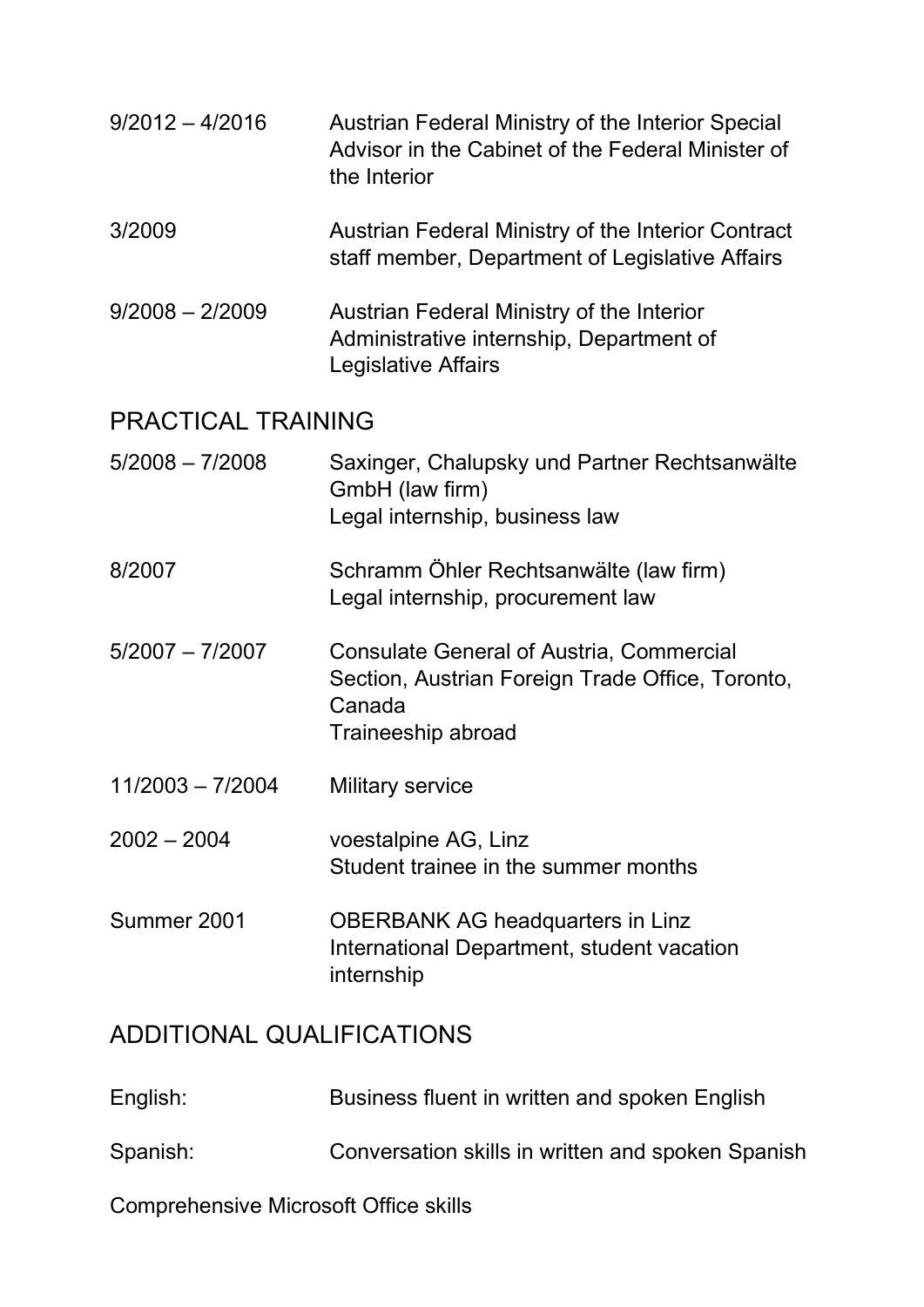| | |
|---|---|
| 9/2012 – 4/2016 | Austrian Federal Ministry of the Interior Special Advisor in the Cabinet of the Federal Minister of the Interior |
| 3/2009 | Austrian Federal Ministry of the Interior Contract staff member, Department of Legislative Affairs |
| 9/2008 – 2/2009 | Austrian Federal Ministry of the Interior Administrative internship, Department of Legislative Affairs |

## PRACTICAL TRAINING

| | |
|---|---|
| 5/2008 – 7/2008 | Saxinger, Chalupsky und Partner Rechtsanwälte GmbH (law firm)<br>Legal internship, business law |
| 8/2007 | Schramm Öhler Rechtsanwälte (law firm)<br>Legal internship, procurement law |
| 5/2007 – 7/2007 | Consulate General of Austria, Commercial Section, Austrian Foreign Trade Office, Toronto, Canada<br>Traineeship abroad |
| 11/2003 – 7/2004 | Military service |
| 2002 – 2004 | voestalpine AG, Linz<br>Student trainee in the summer months |
| Summer 2001 | OBERBANK AG headquarters in Linz<br>International Department, student vacation internship |

## ADDITIONAL QUALIFICATIONS

| | |
|---|---|
| English: | Business fluent in written and spoken English |
| Spanish: | Conversation skills in written and spoken Spanish |

Comprehensive Microsoft Office skills